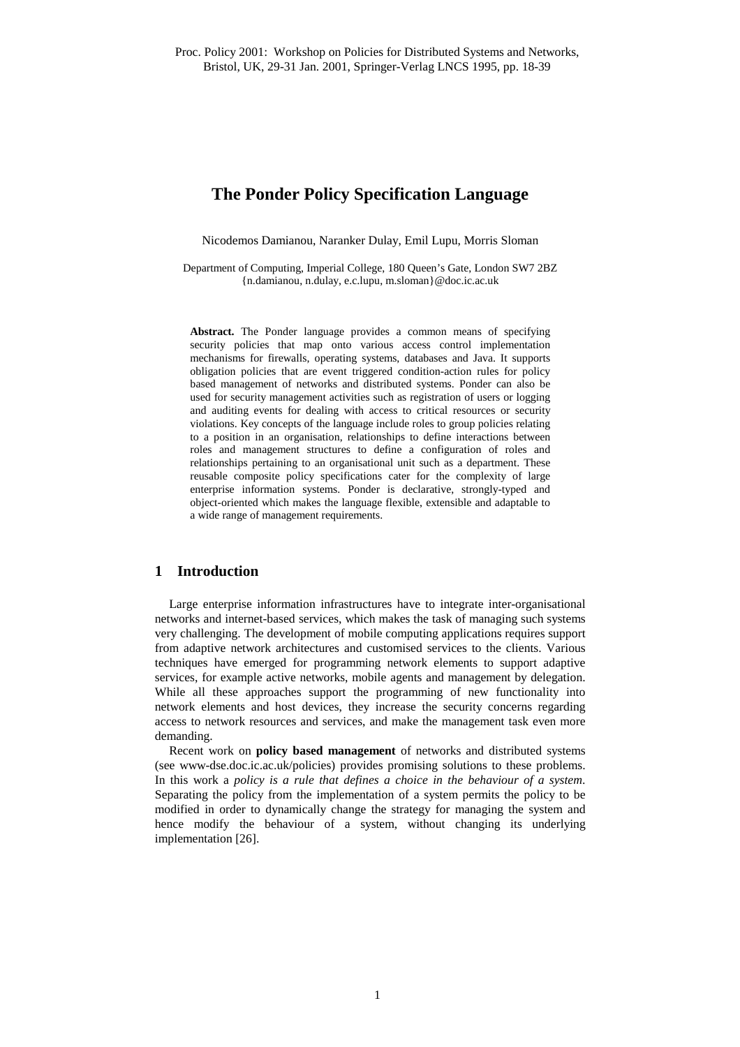Proc. Policy 2001: Workshop on Policies for Distributed Systems and Networks, Bristol, UK, 29-31 Jan. 2001, Springer-Verlag LNCS 1995, pp. 18-39

# The Ponder Policy Specification Language

Nicodemos Damianou, Naranker Dulay, Emil Lupu, Morris Sloman

Department of Computing, Imperial College, 180 Queen's Gate, London SW7 2BZ
{n.damianou, n.dulay, e.c.lupu, m.sloman}@doc.ic.ac.uk

**Abstract.** The Ponder language provides a common means of specifying security policies that map onto various access control implementation mechanisms for firewalls, operating systems, databases and Java. It supports obligation policies that are event triggered condition-action rules for policy based management of networks and distributed systems. Ponder can also be used for security management activities such as registration of users or logging and auditing events for dealing with access to critical resources or security violations. Key concepts of the language include roles to group policies relating to a position in an organisation, relationships to define interactions between roles and management structures to define a configuration of roles and relationships pertaining to an organisational unit such as a department. These reusable composite policy specifications cater for the complexity of large enterprise information systems. Ponder is declarative, strongly-typed and object-oriented which makes the language flexible, extensible and adaptable to a wide range of management requirements.

## 1 Introduction

Large enterprise information infrastructures have to integrate inter-organisational networks and internet-based services, which makes the task of managing such systems very challenging. The development of mobile computing applications requires support from adaptive network architectures and customised services to the clients. Various techniques have emerged for programming network elements to support adaptive services, for example active networks, mobile agents and management by delegation. While all these approaches support the programming of new functionality into network elements and host devices, they increase the security concerns regarding access to network resources and services, and make the management task even more demanding.

Recent work on **policy based management** of networks and distributed systems (see www-dse.doc.ic.ac.uk/policies) provides promising solutions to these problems. In this work a *policy is a rule that defines a choice in the behaviour of a system*. Separating the policy from the implementation of a system permits the policy to be modified in order to dynamically change the strategy for managing the system and hence modify the behaviour of a system, without changing its underlying implementation [26].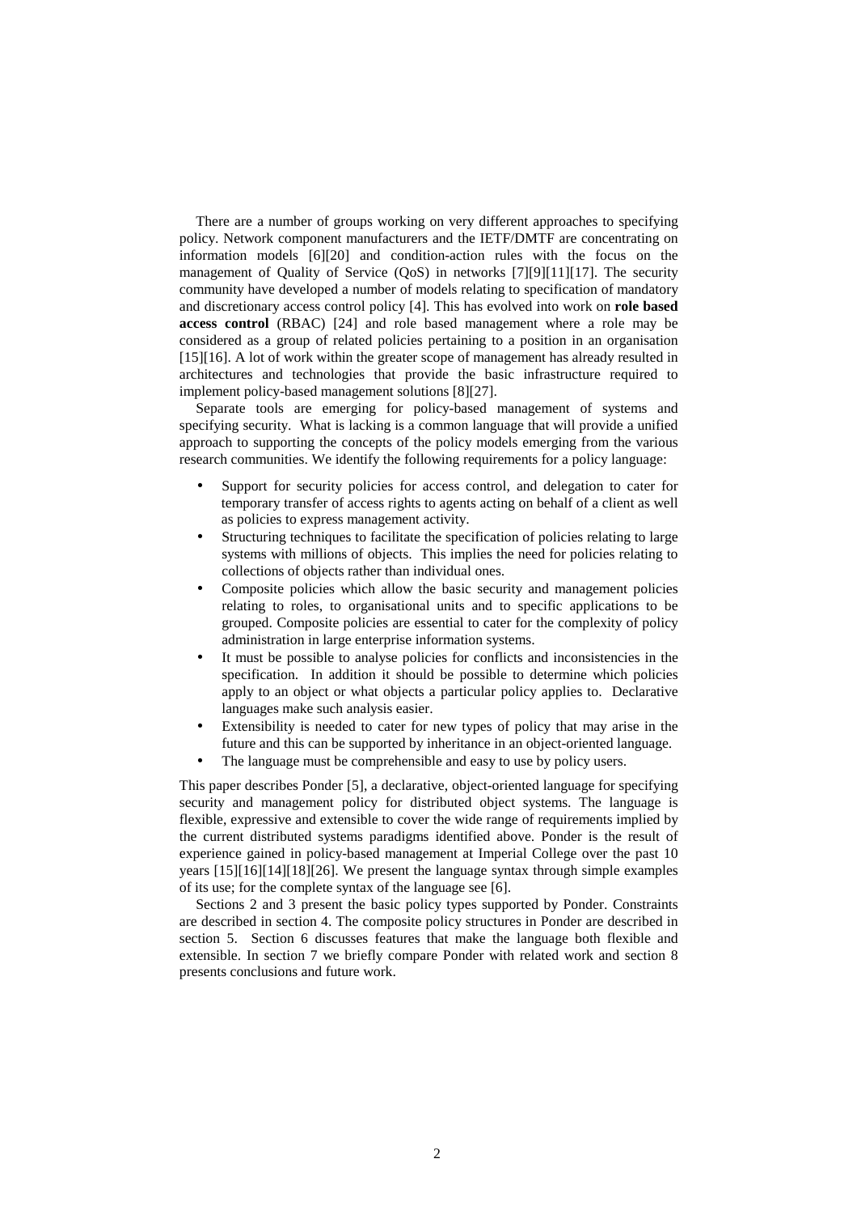There are a number of groups working on very different approaches to specifying policy. Network component manufacturers and the IETF/DMTF are concentrating on information models [6][20] and condition-action rules with the focus on the management of Quality of Service (QoS) in networks [7][9][11][17]. The security community have developed a number of models relating to specification of mandatory and discretionary access control policy [4]. This has evolved into work on **role based access control** (RBAC) [24] and role based management where a role may be considered as a group of related policies pertaining to a position in an organisation [15][16]. A lot of work within the greater scope of management has already resulted in architectures and technologies that provide the basic infrastructure required to implement policy-based management solutions [8][27].

Separate tools are emerging for policy-based management of systems and specifying security. What is lacking is a common language that will provide a unified approach to supporting the concepts of the policy models emerging from the various research communities. We identify the following requirements for a policy language:

- Support for security policies for access control, and delegation to cater for temporary transfer of access rights to agents acting on behalf of a client as well as policies to express management activity.
- Structuring techniques to facilitate the specification of policies relating to large systems with millions of objects. This implies the need for policies relating to collections of objects rather than individual ones.
- Composite policies which allow the basic security and management policies relating to roles, to organisational units and to specific applications to be grouped. Composite policies are essential to cater for the complexity of policy administration in large enterprise information systems.
- It must be possible to analyse policies for conflicts and inconsistencies in the specification. In addition it should be possible to determine which policies apply to an object or what objects a particular policy applies to. Declarative languages make such analysis easier.
- Extensibility is needed to cater for new types of policy that may arise in the future and this can be supported by inheritance in an object-oriented language.
- The language must be comprehensible and easy to use by policy users.

This paper describes Ponder [5], a declarative, object-oriented language for specifying security and management policy for distributed object systems. The language is flexible, expressive and extensible to cover the wide range of requirements implied by the current distributed systems paradigms identified above. Ponder is the result of experience gained in policy-based management at Imperial College over the past 10 years [15][16][14][18][26]. We present the language syntax through simple examples of its use; for the complete syntax of the language see [6].

Sections 2 and 3 present the basic policy types supported by Ponder. Constraints are described in section 4. The composite policy structures in Ponder are described in section 5. Section 6 discusses features that make the language both flexible and extensible. In section 7 we briefly compare Ponder with related work and section 8 presents conclusions and future work.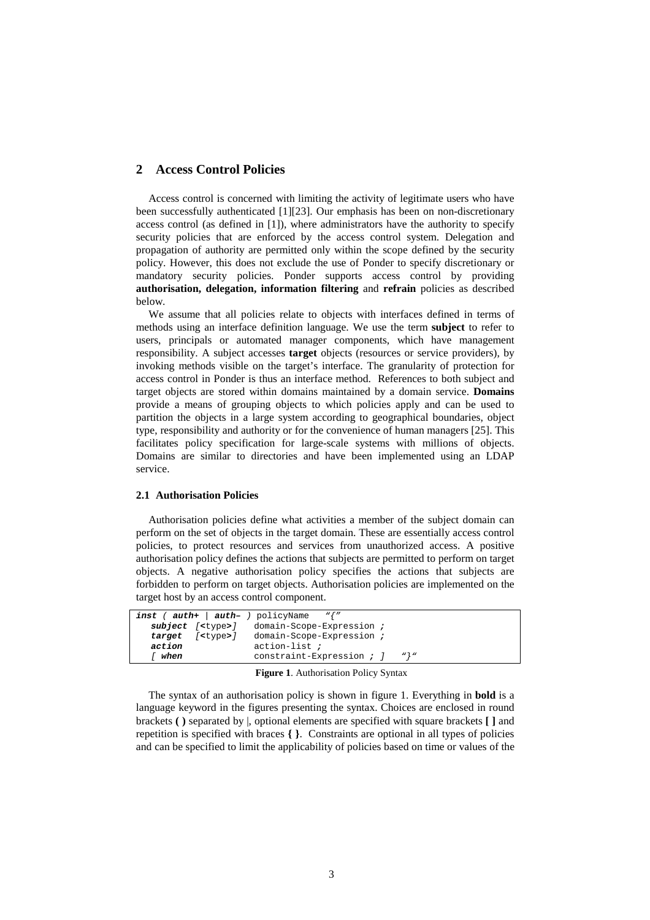## 2 Access Control Policies

Access control is concerned with limiting the activity of legitimate users who have been successfully authenticated [1][23]. Our emphasis has been on non-discretionary access control (as defined in [1]), where administrators have the authority to specify security policies that are enforced by the access control system. Delegation and propagation of authority are permitted only within the scope defined by the security policy. However, this does not exclude the use of Ponder to specify discretionary or mandatory security policies. Ponder supports access control by providing **authorisation, delegation, information filtering** and **refrain** policies as described below.

We assume that all policies relate to objects with interfaces defined in terms of methods using an interface definition language. We use the term **subject** to refer to users, principals or automated manager components, which have management responsibility. A subject accesses **target** objects (resources or service providers), by invoking methods visible on the target's interface. The granularity of protection for access control in Ponder is thus an interface method. References to both subject and target objects are stored within domains maintained by a domain service. **Domains** provide a means of grouping objects to which policies apply and can be used to partition the objects in a large system according to geographical boundaries, object type, responsibility and authority or for the convenience of human managers [25]. This facilitates policy specification for large-scale systems with millions of objects. Domains are similar to directories and have been implemented using an LDAP service.

### 2.1 Authorisation Policies

Authorisation policies define what activities a member of the subject domain can perform on the set of objects in the target domain. These are essentially access control policies, to protect resources and services from unauthorized access. A positive authorisation policy defines the actions that subjects are permitted to perform on target objects. A negative authorisation policy specifies the actions that subjects are forbidden to perform on target objects. Authorisation policies are implemented on the target host by an access control component.

```
inst ( auth+ | auth– ) policyName   "{"
   subject [<type>]   domain-Scope-Expression ;
   target  [<type>]   domain-Scope-Expression ;
   action             action-list ;
   [ when             constraint-Expression ; ]   "}"
```

**Figure 1**. Authorisation Policy Syntax

The syntax of an authorisation policy is shown in figure 1. Everything in **bold** is a language keyword in the figures presenting the syntax. Choices are enclosed in round brackets **( )** separated by |, optional elements are specified with square brackets **[ ]** and repetition is specified with braces **{ }**. Constraints are optional in all types of policies and can be specified to limit the applicability of policies based on time or values of the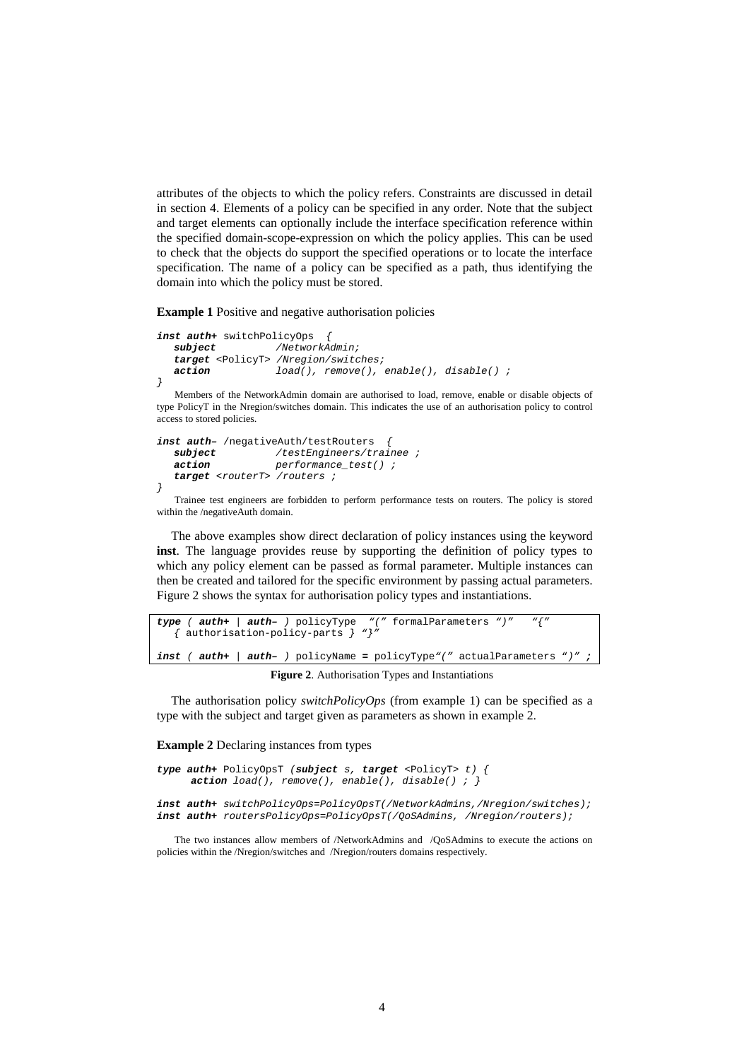attributes of the objects to which the policy refers. Constraints are discussed in detail in section 4. Elements of a policy can be specified in any order. Note that the subject and target elements can optionally include the interface specification reference within the specified domain-scope-expression on which the policy applies. This can be used to check that the objects do support the specified operations or to locate the interface specification. The name of a policy can be specified as a path, thus identifying the domain into which the policy must be stored.

**Example 1** Positive and negative authorisation policies

```
inst auth+ switchPolicyOps  {
   subject         /NetworkAdmin;
   target <PolicyT> /Nregion/switches;
   action          load(), remove(), enable(), disable() ;
}
```

Members of the NetworkAdmin domain are authorised to load, remove, enable or disable objects of type PolicyT in the Nregion/switches domain. This indicates the use of an authorisation policy to control access to stored policies.

```
inst auth– /negativeAuth/testRouters  {
   subject         /testEngineers/trainee ;
   action          performance_test() ;
   target <routerT> /routers ;
}
```

Trainee test engineers are forbidden to perform performance tests on routers. The policy is stored within the /negativeAuth domain.

The above examples show direct declaration of policy instances using the keyword **inst**. The language provides reuse by supporting the definition of policy types to which any policy element can be passed as formal parameter. Multiple instances can then be created and tailored for the specific environment by passing actual parameters. Figure 2 shows the syntax for authorisation policy types and instantiations.

```
type ( auth+ | auth– ) policyType  "(" formalParameters ")"   "{"
   { authorisation-policy-parts } "}"

inst ( auth+ | auth– ) policyName = policyType"(" actualParameters ")" ;
```

**Figure 2**. Authorisation Types and Instantiations

The authorisation policy *switchPolicyOps* (from example 1) can be specified as a type with the subject and target given as parameters as shown in example 2.

**Example 2** Declaring instances from types

```
type auth+ PolicyOpsT (subject s, target <PolicyT> t) {
      action load(), remove(), enable(), disable() ; }

inst auth+ switchPolicyOps=PolicyOpsT(/NetworkAdmins,/Nregion/switches);
inst auth+ routersPolicyOps=PolicyOpsT(/QoSAdmins, /Nregion/routers);
```

The two instances allow members of /NetworkAdmins and /QoSAdmins to execute the actions on policies within the /Nregion/switches and /Nregion/routers domains respectively.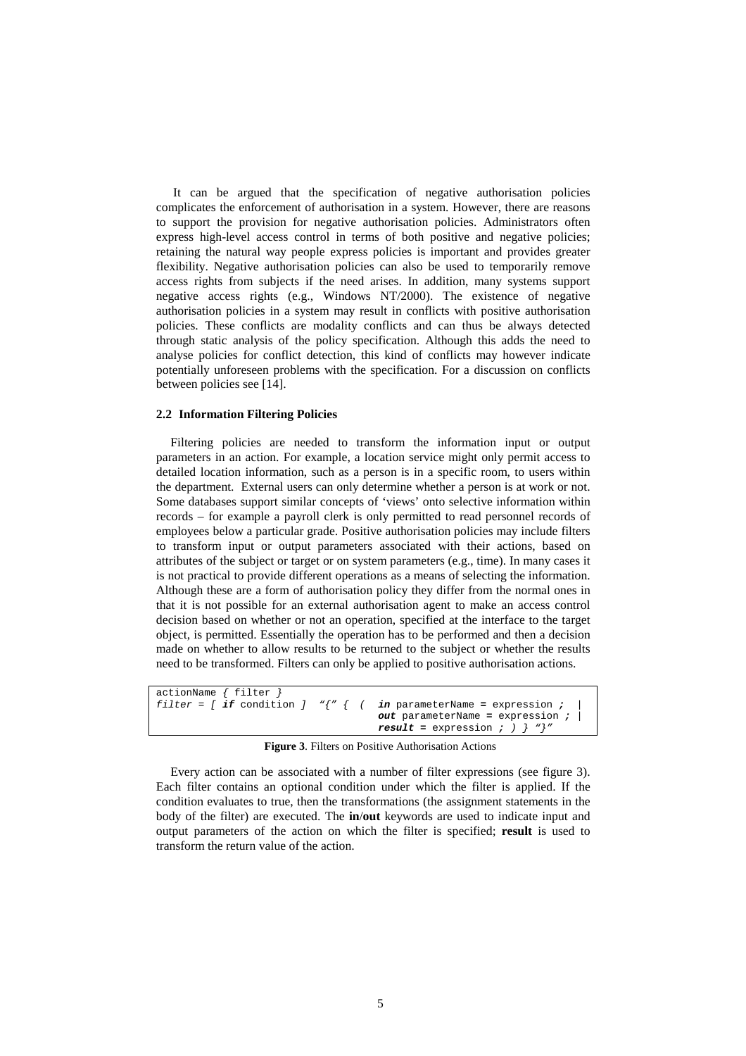It can be argued that the specification of negative authorisation policies complicates the enforcement of authorisation in a system. However, there are reasons to support the provision for negative authorisation policies. Administrators often express high-level access control in terms of both positive and negative policies; retaining the natural way people express policies is important and provides greater flexibility. Negative authorisation policies can also be used to temporarily remove access rights from subjects if the need arises. In addition, many systems support negative access rights (e.g., Windows NT/2000). The existence of negative authorisation policies in a system may result in conflicts with positive authorisation policies. These conflicts are modality conflicts and can thus be always detected through static analysis of the policy specification. Although this adds the need to analyse policies for conflict detection, this kind of conflicts may however indicate potentially unforeseen problems with the specification. For a discussion on conflicts between policies see [14].

### 2.2 Information Filtering Policies

Filtering policies are needed to transform the information input or output parameters in an action. For example, a location service might only permit access to detailed location information, such as a person is in a specific room, to users within the department. External users can only determine whether a person is at work or not. Some databases support similar concepts of 'views' onto selective information within records – for example a payroll clerk is only permitted to read personnel records of employees below a particular grade. Positive authorisation policies may include filters to transform input or output parameters associated with their actions, based on attributes of the subject or target or on system parameters (e.g., time). In many cases it is not practical to provide different operations as a means of selecting the information. Although these are a form of authorisation policy they differ from the normal ones in that it is not possible for an external authorisation agent to make an access control decision based on whether or not an operation, specified at the interface to the target object, is permitted. Essentially the operation has to be performed and then a decision made on whether to allow results to be returned to the subject or whether the results need to be transformed. Filters can only be applied to positive authorisation actions.

```
actionName { filter }
filter = [ if condition ]  "{" { (  in parameterName = expression ;  |
                                     out parameterName = expression ; |
                                     result = expression ; ) } "}"
```

**Figure 3**. Filters on Positive Authorisation Actions

Every action can be associated with a number of filter expressions (see figure 3). Each filter contains an optional condition under which the filter is applied. If the condition evaluates to true, then the transformations (the assignment statements in the body of the filter) are executed. The **in**/**out** keywords are used to indicate input and output parameters of the action on which the filter is specified; **result** is used to transform the return value of the action.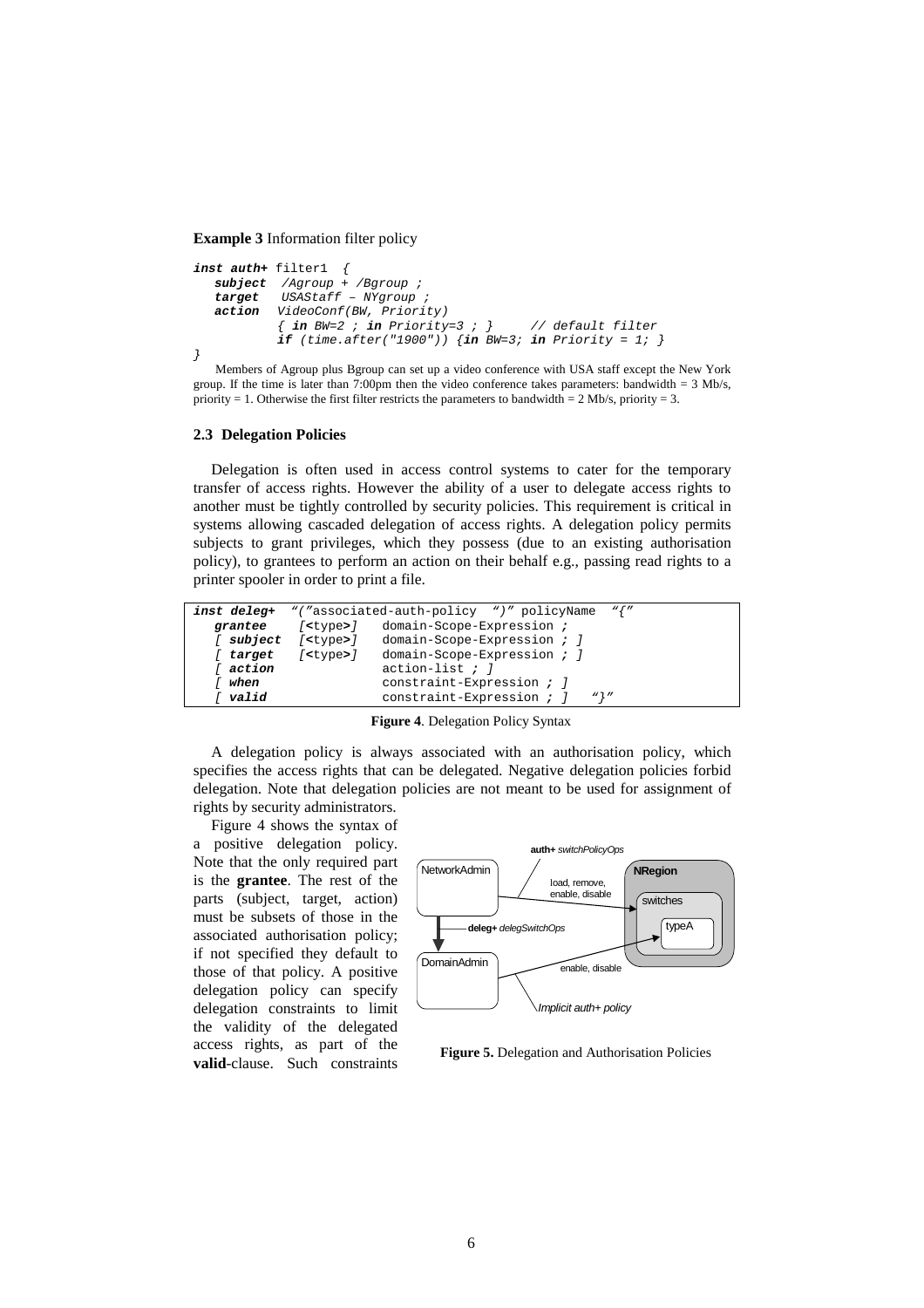**Example 3** Information filter policy

```
inst auth+ filter1  {
   subject  /Agroup + /Bgroup ;
   target   USAStaff – NYgroup ;
   action   VideoConf(BW, Priority)
            { in BW=2 ; in Priority=3 ; }      // default filter
            if (time.after("1900")) {in BW=3; in Priority = 1; }
}
```

Members of Agroup plus Bgroup can set up a video conference with USA staff except the New York group. If the time is later than 7:00pm then the video conference takes parameters: bandwidth = 3 Mb/s, priority = 1. Otherwise the first filter restricts the parameters to bandwidth = 2 Mb/s, priority = 3.

### 2.3 Delegation Policies

Delegation is often used in access control systems to cater for the temporary transfer of access rights. However the ability of a user to delegate access rights to another must be tightly controlled by security policies. This requirement is critical in systems allowing cascaded delegation of access rights. A delegation policy permits subjects to grant privileges, which they possess (due to an existing authorisation policy), to grantees to perform an action on their behalf e.g., passing read rights to a printer spooler in order to print a file.

```
inst deleg+  "("associated-auth-policy  ")" policyName  "{"
   grantee    [<type>]   domain-Scope-Expression ;
   [ subject  [<type>]   domain-Scope-Expression ; ]
   [ target   [<type>]   domain-Scope-Expression ; ]
   [ action              action-list ; ]
   [ when                constraint-Expression ; ]
   [ valid               constraint-Expression ; ]   "}"
```

**Figure 4**. Delegation Policy Syntax

A delegation policy is always associated with an authorisation policy, which specifies the access rights that can be delegated. Negative delegation policies forbid delegation. Note that delegation policies are not meant to be used for assignment of rights by security administrators.

Figure 4 shows the syntax of a positive delegation policy. Note that the only required part is the **grantee**. The rest of the parts (subject, target, action) must be subsets of those in the associated authorisation policy; if not specified they default to those of that policy. A positive delegation policy can specify delegation constraints to limit the validity of the delegated access rights, as part of the **valid**-clause. Such constraints

**auth+** *switchPolicyOps*
NetworkAdmin
load, remove, enable, disable
NRegion
switches
typeA
**deleg+** *delegSwitchOps*
DomainAdmin
enable, disable
*Implicit auth+ policy*

**Figure 5.** Delegation and Authorisation Policies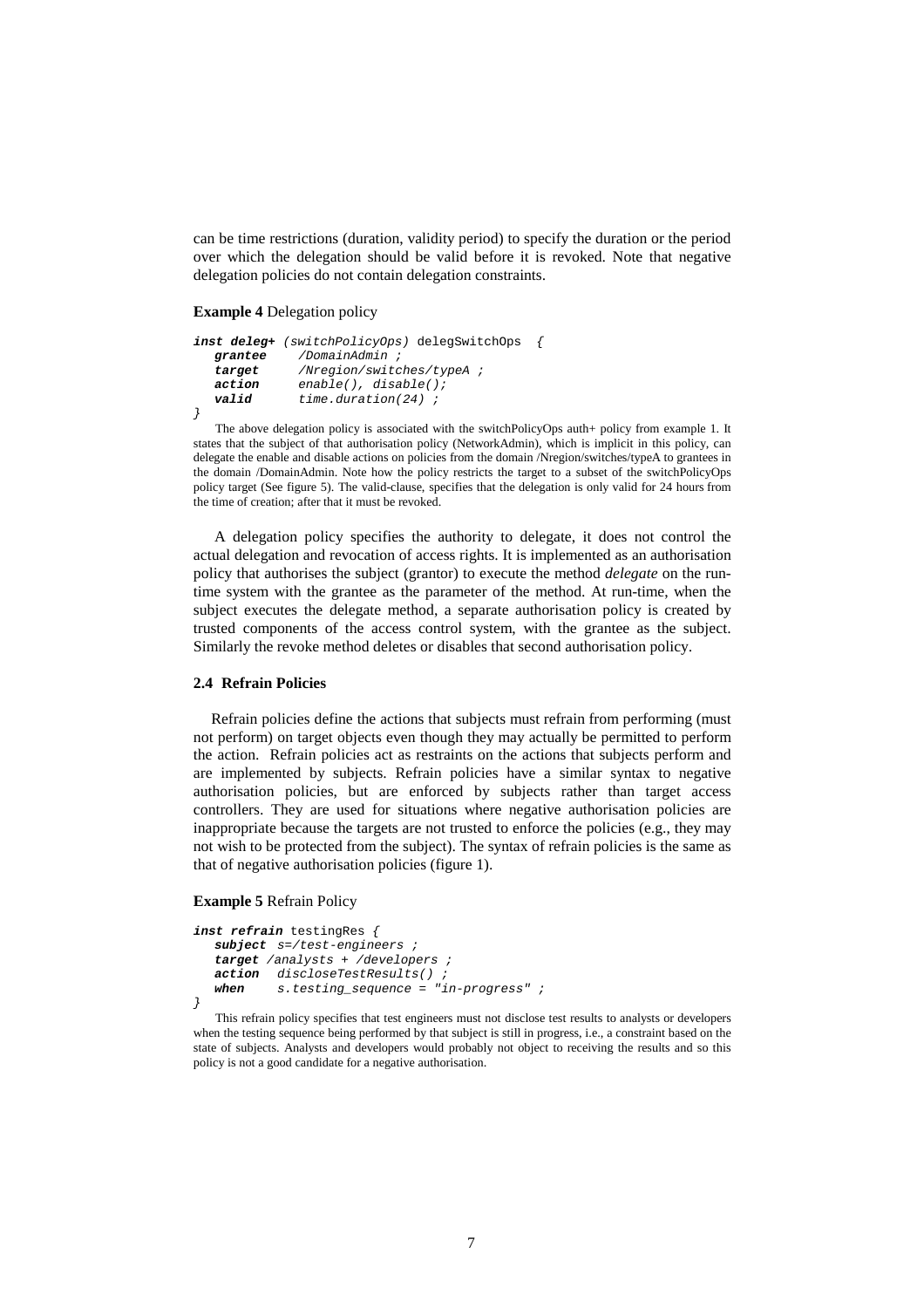can be time restrictions (duration, validity period) to specify the duration or the period over which the delegation should be valid before it is revoked. Note that negative delegation policies do not contain delegation constraints.

**Example 4** Delegation policy

```
inst deleg+ (switchPolicyOps) delegSwitchOps  {
   grantee     /DomainAdmin ;
   target      /Nregion/switches/typeA ;
   action      enable(), disable();
   valid       time.duration(24) ;
}
```

The above delegation policy is associated with the switchPolicyOps auth+ policy from example 1. It states that the subject of that authorisation policy (NetworkAdmin), which is implicit in this policy, can delegate the enable and disable actions on policies from the domain /Nregion/switches/typeA to grantees in the domain /DomainAdmin. Note how the policy restricts the target to a subset of the switchPolicyOps policy target (See figure 5). The valid-clause, specifies that the delegation is only valid for 24 hours from the time of creation; after that it must be revoked.

A delegation policy specifies the authority to delegate, it does not control the actual delegation and revocation of access rights. It is implemented as an authorisation policy that authorises the subject (grantor) to execute the method *delegate* on the run-time system with the grantee as the parameter of the method. At run-time, when the subject executes the delegate method, a separate authorisation policy is created by trusted components of the access control system, with the grantee as the subject. Similarly the revoke method deletes or disables that second authorisation policy.

### 2.4 Refrain Policies

Refrain policies define the actions that subjects must refrain from performing (must not perform) on target objects even though they may actually be permitted to perform the action. Refrain policies act as restraints on the actions that subjects perform and are implemented by subjects. Refrain policies have a similar syntax to negative authorisation policies, but are enforced by subjects rather than target access controllers. They are used for situations where negative authorisation policies are inappropriate because the targets are not trusted to enforce the policies (e.g., they may not wish to be protected from the subject). The syntax of refrain policies is the same as that of negative authorisation policies (figure 1).

**Example 5** Refrain Policy

```
inst refrain testingRes {
   subject s=/test-engineers ;
   target /analysts + /developers ;
   action  discloseTestResults() ;
   when    s.testing_sequence = "in-progress" ;
}
```

This refrain policy specifies that test engineers must not disclose test results to analysts or developers when the testing sequence being performed by that subject is still in progress, i.e., a constraint based on the state of subjects. Analysts and developers would probably not object to receiving the results and so this policy is not a good candidate for a negative authorisation.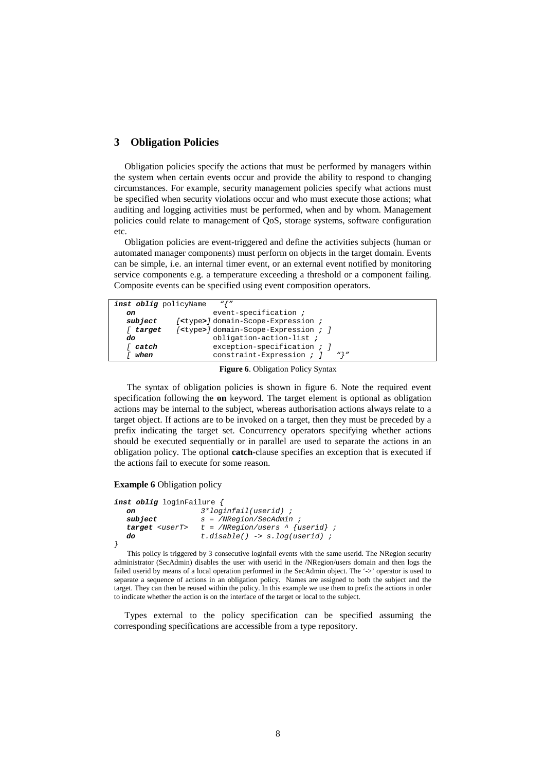## 3 Obligation Policies

Obligation policies specify the actions that must be performed by managers within the system when certain events occur and provide the ability to respond to changing circumstances. For example, security management policies specify what actions must be specified when security violations occur and who must execute those actions; what auditing and logging activities must be performed, when and by whom. Management policies could relate to management of QoS, storage systems, software configuration etc.

Obligation policies are event-triggered and define the activities subjects (human or automated manager components) must perform on objects in the target domain. Events can be simple, i.e. an internal timer event, or an external event notified by monitoring service components e.g. a temperature exceeding a threshold or a component failing. Composite events can be specified using event composition operators.

```
inst oblig policyName   "{"
   on                   event-specification ;
   subject    [<type>] domain-Scope-Expression ;
   [ target   [<type>] domain-Scope-Expression ; ]
   do                   obligation-action-list ;
   [ catch              exception-specification ; ]
   [ when               constraint-Expression ; ]   "}"
```

**Figure 6**. Obligation Policy Syntax

The syntax of obligation policies is shown in figure 6. Note the required event specification following the **on** keyword. The target element is optional as obligation actions may be internal to the subject, whereas authorisation actions always relate to a target object. If actions are to be invoked on a target, then they must be preceded by a prefix indicating the target set. Concurrency operators specifying whether actions should be executed sequentially or in parallel are used to separate the actions in an obligation policy. The optional **catch**-clause specifies an exception that is executed if the actions fail to execute for some reason.

**Example 6** Obligation policy

```
inst oblig loginFailure {
   on               3*loginfail(userid) ;
   subject          s = /NRegion/SecAdmin ;
   target <userT>   t = /NRegion/users ^ {userid} ;
   do               t.disable() -> s.log(userid) ;
}
```

This policy is triggered by 3 consecutive loginfail events with the same userid. The NRegion security administrator (SecAdmin) disables the user with userid in the /NRegion/users domain and then logs the failed userid by means of a local operation performed in the SecAdmin object. The '->' operator is used to separate a sequence of actions in an obligation policy. Names are assigned to both the subject and the target. They can then be reused within the policy. In this example we use them to prefix the actions in order to indicate whether the action is on the interface of the target or local to the subject.

Types external to the policy specification can be specified assuming the corresponding specifications are accessible from a type repository.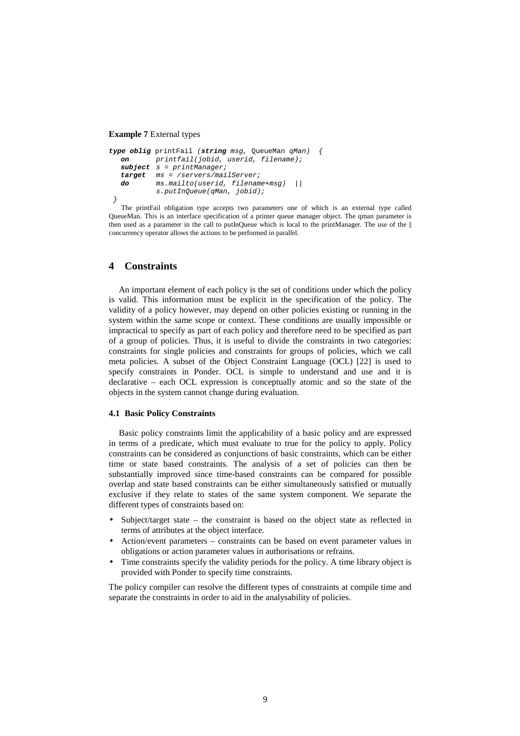**Example 7** External types

```
type oblig printFail (string msg, QueueMan qMan)  {
   on       printfail(jobid, userid, filename);
   subject  s = printManager;
   target   ms = /servers/mailServer;
   do       ms.mailto(userid, filename+msg)  ||
            s.putInQueue(qMan, jobid);
 }
```

The printFail obligation type accepts two parameters one of which is an external type called QueueMan. This is an interface specification of a printer queue manager object. The qman parameter is then used as a parameter in the call to putInQueue which is local to the printManager. The use of the || concurrency operator allows the actions to be performed in parallel.

## 4 Constraints

An important element of each policy is the set of conditions under which the policy is valid. This information must be explicit in the specification of the policy. The validity of a policy however, may depend on other policies existing or running in the system within the same scope or context. These conditions are usually impossible or impractical to specify as part of each policy and therefore need to be specified as part of a group of policies. Thus, it is useful to divide the constraints in two categories: constraints for single policies and constraints for groups of policies, which we call meta policies. A subset of the Object Constraint Language (OCL) [22] is used to specify constraints in Ponder. OCL is simple to understand and use and it is declarative – each OCL expression is conceptually atomic and so the state of the objects in the system cannot change during evaluation.

### 4.1 Basic Policy Constraints

Basic policy constraints limit the applicability of a basic policy and are expressed in terms of a predicate, which must evaluate to true for the policy to apply. Policy constraints can be considered as conjunctions of basic constraints, which can be either time or state based constraints. The analysis of a set of policies can then be substantially improved since time-based constraints can be compared for possible overlap and state based constraints can be either simultaneously satisfied or mutually exclusive if they relate to states of the same system component. We separate the different types of constraints based on:

- Subject/target state – the constraint is based on the object state as reflected in terms of attributes at the object interface.
- Action/event parameters – constraints can be based on event parameter values in obligations or action parameter values in authorisations or refrains.
- Time constraints specify the validity periods for the policy. A time library object is provided with Ponder to specify time constraints.

The policy compiler can resolve the different types of constraints at compile time and separate the constraints in order to aid in the analysability of policies.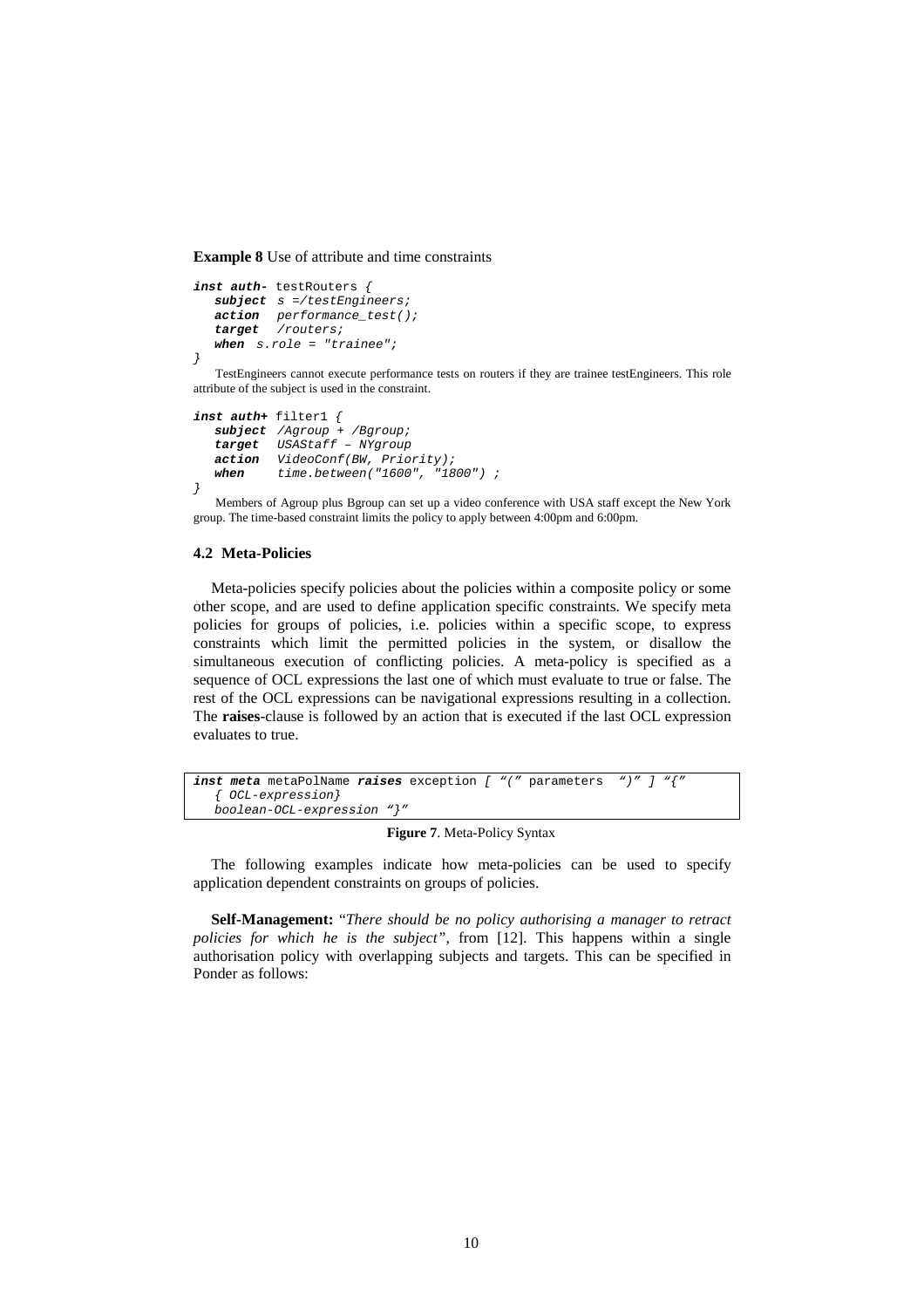**Example 8** Use of attribute and time constraints

```
inst auth- testRouters {
   subject s =/testEngineers;
   action  performance_test();
   target  /routers;
   when s.role = "trainee";
}
```

TestEngineers cannot execute performance tests on routers if they are trainee testEngineers. This role attribute of the subject is used in the constraint.

```
inst auth+ filter1 {
   subject /Agroup + /Bgroup;
   target  USAStaff – NYgroup
   action  VideoConf(BW, Priority);
   when    time.between("1600", "1800") ;
}
```

Members of Agroup plus Bgroup can set up a video conference with USA staff except the New York group. The time-based constraint limits the policy to apply between 4:00pm and 6:00pm.

### 4.2 Meta-Policies

Meta-policies specify policies about the policies within a composite policy or some other scope, and are used to define application specific constraints. We specify meta policies for groups of policies, i.e. policies within a specific scope, to express constraints which limit the permitted policies in the system, or disallow the simultaneous execution of conflicting policies. A meta-policy is specified as a sequence of OCL expressions the last one of which must evaluate to true or false. The rest of the OCL expressions can be navigational expressions resulting in a collection. The **raises**-clause is followed by an action that is executed if the last OCL expression evaluates to true.

```
inst meta metaPolName raises exception [ "(" parameters  ")" ] "{"
   { OCL-expression}
   boolean-OCL-expression "}"
```

**Figure 7**. Meta-Policy Syntax

The following examples indicate how meta-policies can be used to specify application dependent constraints on groups of policies.

**Self-Management:** "*There should be no policy authorising a manager to retract policies for which he is the subject"*, from [12]. This happens within a single authorisation policy with overlapping subjects and targets. This can be specified in Ponder as follows: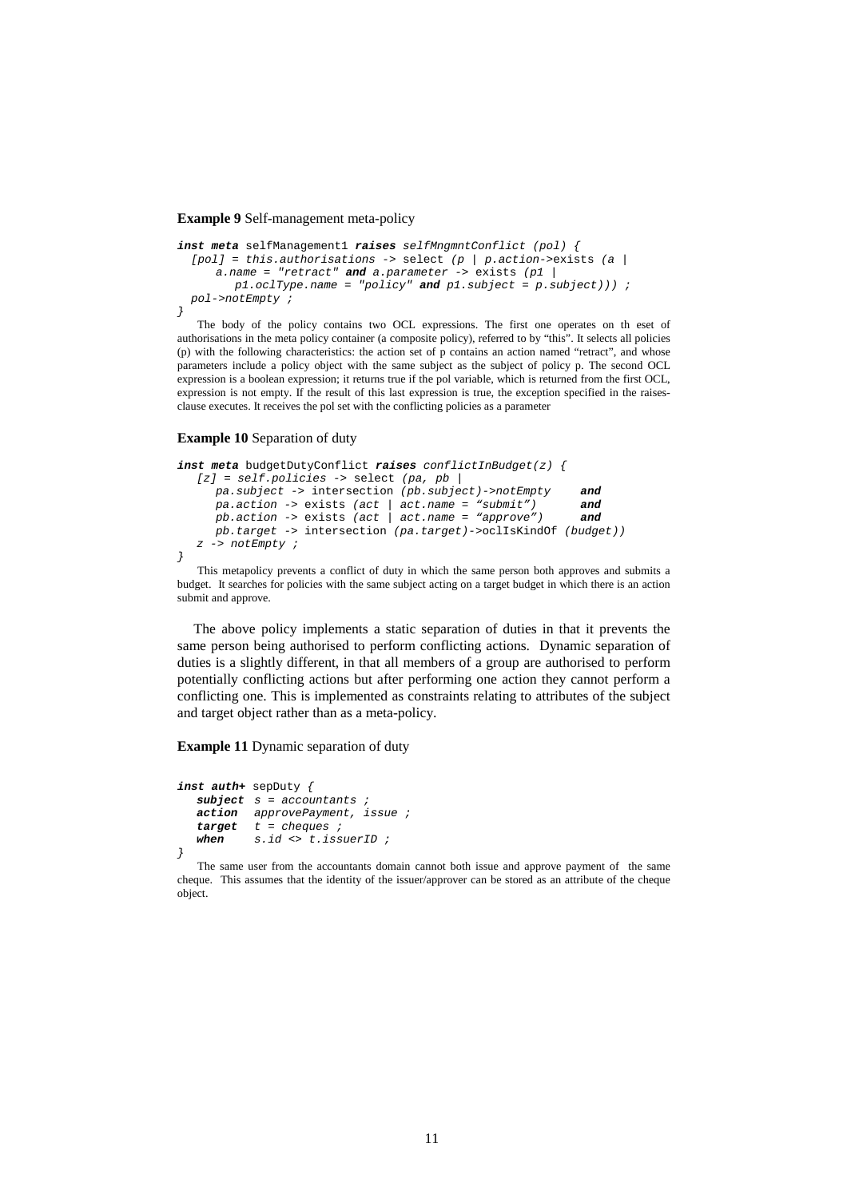**Example 9** Self-management meta-policy

```
inst meta selfManagement1 raises selfMngmntConflict (pol) {
  [pol] = this.authorisations -> select (p | p.action->exists (a |
      a.name = "retract" and a.parameter -> exists (p1 |
         p1.oclType.name = "policy" and p1.subject = p.subject))) ;
  pol->notEmpty ;
}
```

The body of the policy contains two OCL expressions. The first one operates on th eset of authorisations in the meta policy container (a composite policy), referred to by "this". It selects all policies (p) with the following characteristics: the action set of p contains an action named "retract", and whose parameters include a policy object with the same subject as the subject of policy p. The second OCL expression is a boolean expression; it returns true if the pol variable, which is returned from the first OCL, expression is not empty. If the result of this last expression is true, the exception specified in the raises-clause executes. It receives the pol set with the conflicting policies as a parameter

**Example 10** Separation of duty

```
inst meta budgetDutyConflict raises conflictInBudget(z) {
   [z] = self.policies -> select (pa, pb |
      pa.subject -> intersection (pb.subject)->notEmpty     and
      pa.action -> exists (act | act.name = "submit")       and
      pb.action -> exists (act | act.name = "approve")      and
      pb.target -> intersection (pa.target)->oclIsKindOf (budget))
   z -> notEmpty ;
}
```

This metapolicy prevents a conflict of duty in which the same person both approves and submits a budget. It searches for policies with the same subject acting on a target budget in which there is an action submit and approve.

The above policy implements a static separation of duties in that it prevents the same person being authorised to perform conflicting actions. Dynamic separation of duties is a slightly different, in that all members of a group are authorised to perform potentially conflicting actions but after performing one action they cannot perform a conflicting one. This is implemented as constraints relating to attributes of the subject and target object rather than as a meta-policy.

**Example 11** Dynamic separation of duty

```
inst auth+ sepDuty {
   subject  s = accountants ;
   action   approvePayment, issue ;
   target   t = cheques ;
   when     s.id <> t.issuerID ;
}
```

The same user from the accountants domain cannot both issue and approve payment of the same cheque. This assumes that the identity of the issuer/approver can be stored as an attribute of the cheque object.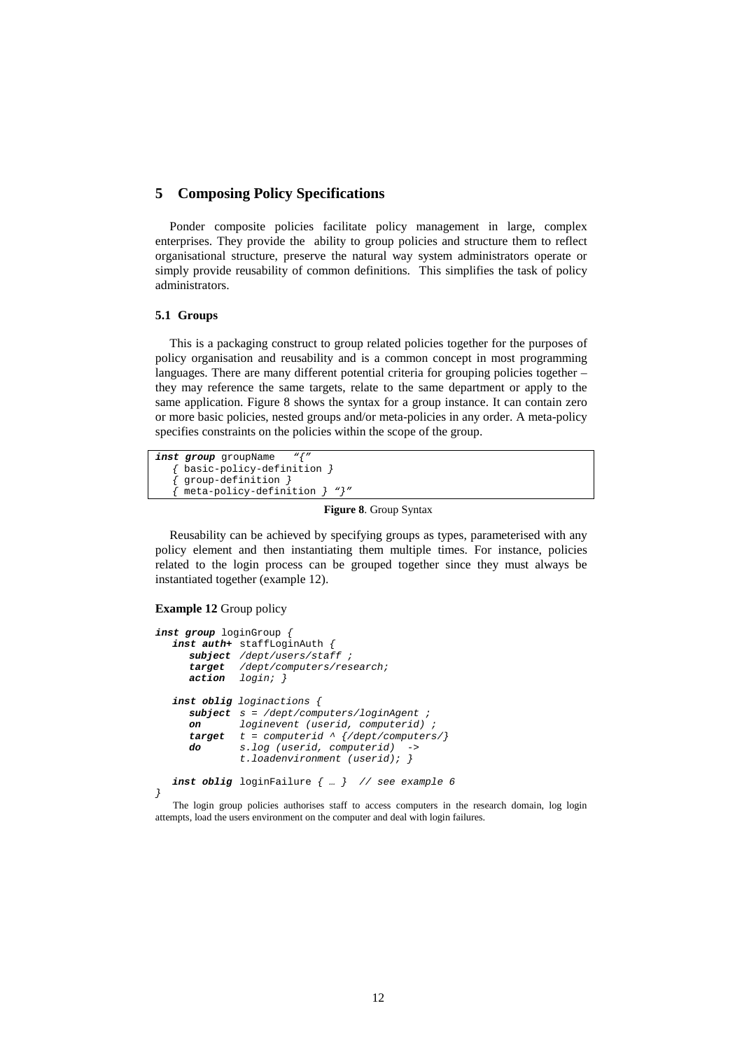## 5 Composing Policy Specifications

Ponder composite policies facilitate policy management in large, complex enterprises. They provide the ability to group policies and structure them to reflect organisational structure, preserve the natural way system administrators operate or simply provide reusability of common definitions. This simplifies the task of policy administrators.

### 5.1 Groups

This is a packaging construct to group related policies together for the purposes of policy organisation and reusability and is a common concept in most programming languages. There are many different potential criteria for grouping policies together – they may reference the same targets, relate to the same department or apply to the same application. Figure 8 shows the syntax for a group instance. It can contain zero or more basic policies, nested groups and/or meta-policies in any order. A meta-policy specifies constraints on the policies within the scope of the group.

```
inst group groupName   "{"
   { basic-policy-definition }
   { group-definition }
   { meta-policy-definition } "}"
```

**Figure 8**. Group Syntax

Reusability can be achieved by specifying groups as types, parameterised with any policy element and then instantiating them multiple times. For instance, policies related to the login process can be grouped together since they must always be instantiated together (example 12).

**Example 12** Group policy

```
inst group loginGroup {
   inst auth+ staffLoginAuth {
      subject  /dept/users/staff ;
      target   /dept/computers/research;
      action   login; }

   inst oblig loginactions {
      subject  s = /dept/computers/loginAgent ;
      on       loginevent (userid, computerid) ;
      target   t = computerid ^ {/dept/computers/}
      do       s.log (userid, computerid)  ->
               t.loadenvironment (userid); }

   inst oblig loginFailure { … }  // see example 6
}
```

The login group policies authorises staff to access computers in the research domain, log login attempts, load the users environment on the computer and deal with login failures.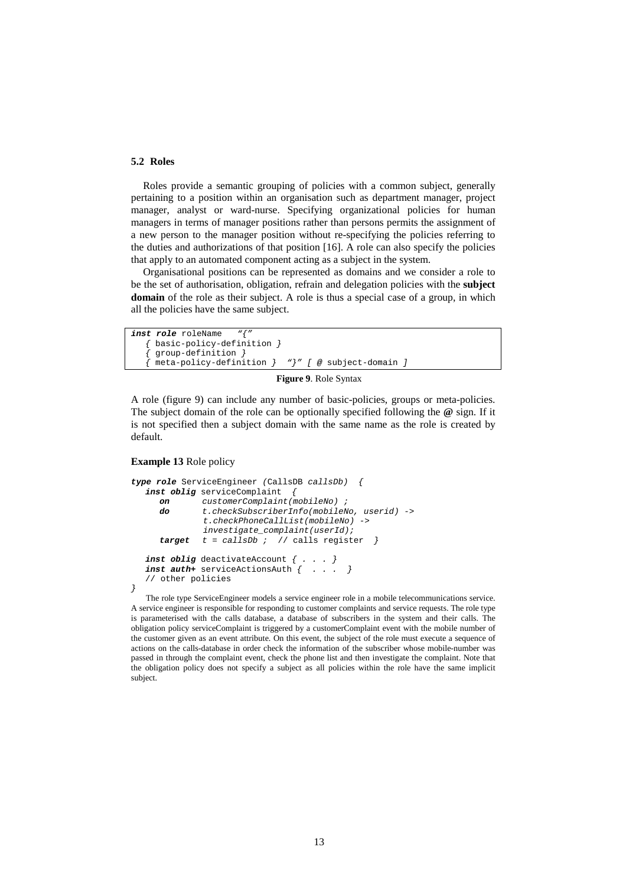### 5.2 Roles

Roles provide a semantic grouping of policies with a common subject, generally pertaining to a position within an organisation such as department manager, project manager, analyst or ward-nurse. Specifying organizational policies for human managers in terms of manager positions rather than persons permits the assignment of a new person to the manager position without re-specifying the policies referring to the duties and authorizations of that position [16]. A role can also specify the policies that apply to an automated component acting as a subject in the system.

Organisational positions can be represented as domains and we consider a role to be the set of authorisation, obligation, refrain and delegation policies with the **subject domain** of the role as their subject. A role is thus a special case of a group, in which all the policies have the same subject.

```
inst role roleName   "{"
   { basic-policy-definition }
   { group-definition }
   { meta-policy-definition }  "}" [ @ subject-domain ]
```

**Figure 9**. Role Syntax

A role (figure 9) can include any number of basic-policies, groups or meta-policies. The subject domain of the role can be optionally specified following the **@** sign. If it is not specified then a subject domain with the same name as the role is created by default.

**Example 13** Role policy

```
type role ServiceEngineer (CallsDB callsDb)  {
   inst oblig serviceComplaint  {
      on       customerComplaint(mobileNo) ;
      do       t.checkSubscriberInfo(mobileNo, userid) ->
               t.checkPhoneCallList(mobileNo) ->
               investigate_complaint(userId);
      target  t = callsDb ;  // calls register  }

   inst oblig deactivateAccount { . . . }
   inst auth+ serviceActionsAuth {  . . .  }
   // other policies
}
```

The role type ServiceEngineer models a service engineer role in a mobile telecommunications service. A service engineer is responsible for responding to customer complaints and service requests. The role type is parameterised with the calls database, a database of subscribers in the system and their calls. The obligation policy serviceComplaint is triggered by a customerComplaint event with the mobile number of the customer given as an event attribute. On this event, the subject of the role must execute a sequence of actions on the calls-database in order check the information of the subscriber whose mobile-number was passed in through the complaint event, check the phone list and then investigate the complaint. Note that the obligation policy does not specify a subject as all policies within the role have the same implicit subject.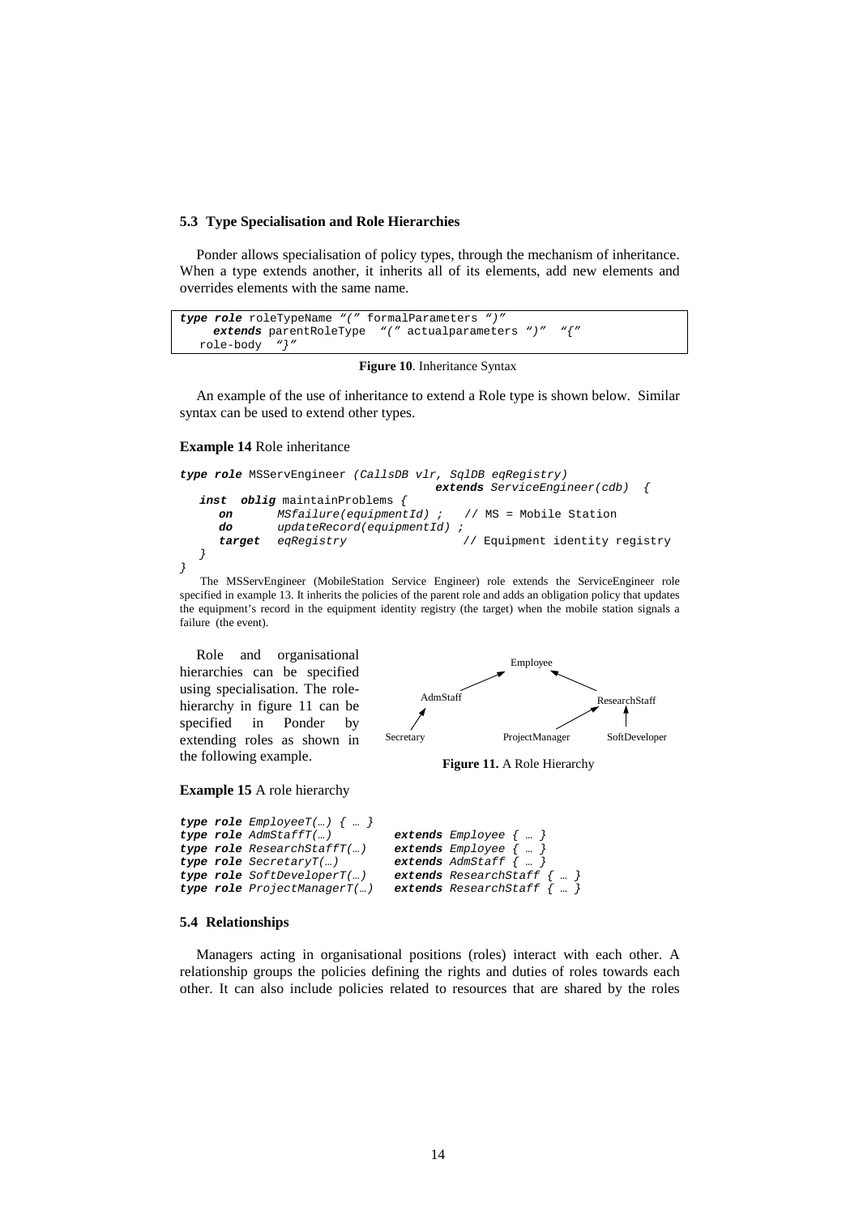### 5.3 Type Specialisation and Role Hierarchies

Ponder allows specialisation of policy types, through the mechanism of inheritance. When a type extends another, it inherits all of its elements, add new elements and overrides elements with the same name.

```
type role roleTypeName "(" formalParameters ")"
    extends parentRoleType  "(" actualparameters ")"  "{"
  role-body  "}"
```

**Figure 10**. Inheritance Syntax

An example of the use of inheritance to extend a Role type is shown below. Similar syntax can be used to extend other types.

**Example 14** Role inheritance

```
type role MSServEngineer (CallsDB vlr, SqlDB eqRegistry)
                                  extends ServiceEngineer(cdb)  {
   inst  oblig maintainProblems {
      on       MSfailure(equipmentId) ;   // MS = Mobile Station
      do       updateRecord(equipmentId) ;
      target   eqRegistry                // Equipment identity registry
   }
}
```

The MSServEngineer (MobileStation Service Engineer) role extends the ServiceEngineer role specified in example 13. It inherits the policies of the parent role and adds an obligation policy that updates the equipment's record in the equipment identity registry (the target) when the mobile station signals a failure (the event).

Role and organisational hierarchies can be specified using specialisation. The role-hierarchy in figure 11 can be specified in Ponder by extending roles as shown in the following example.

Employee
AdmStaff
ResearchStaff
Secretary
ProjectManager
SoftDeveloper

**Figure 11.** A Role Hierarchy

**Example 15** A role hierarchy

```
type role EmployeeT(…) { … }
type role AdmStaffT(…)         extends Employee { … }
type role ResearchStaffT(…)    extends Employee { … }
type role SecretaryT(…)        extends AdmStaff { … }
type role SoftDeveloperT(…)    extends ResearchStaff { … }
type role ProjectManagerT(…)   extends ResearchStaff { … }
```

### 5.4 Relationships

Managers acting in organisational positions (roles) interact with each other. A relationship groups the policies defining the rights and duties of roles towards each other. It can also include policies related to resources that are shared by the roles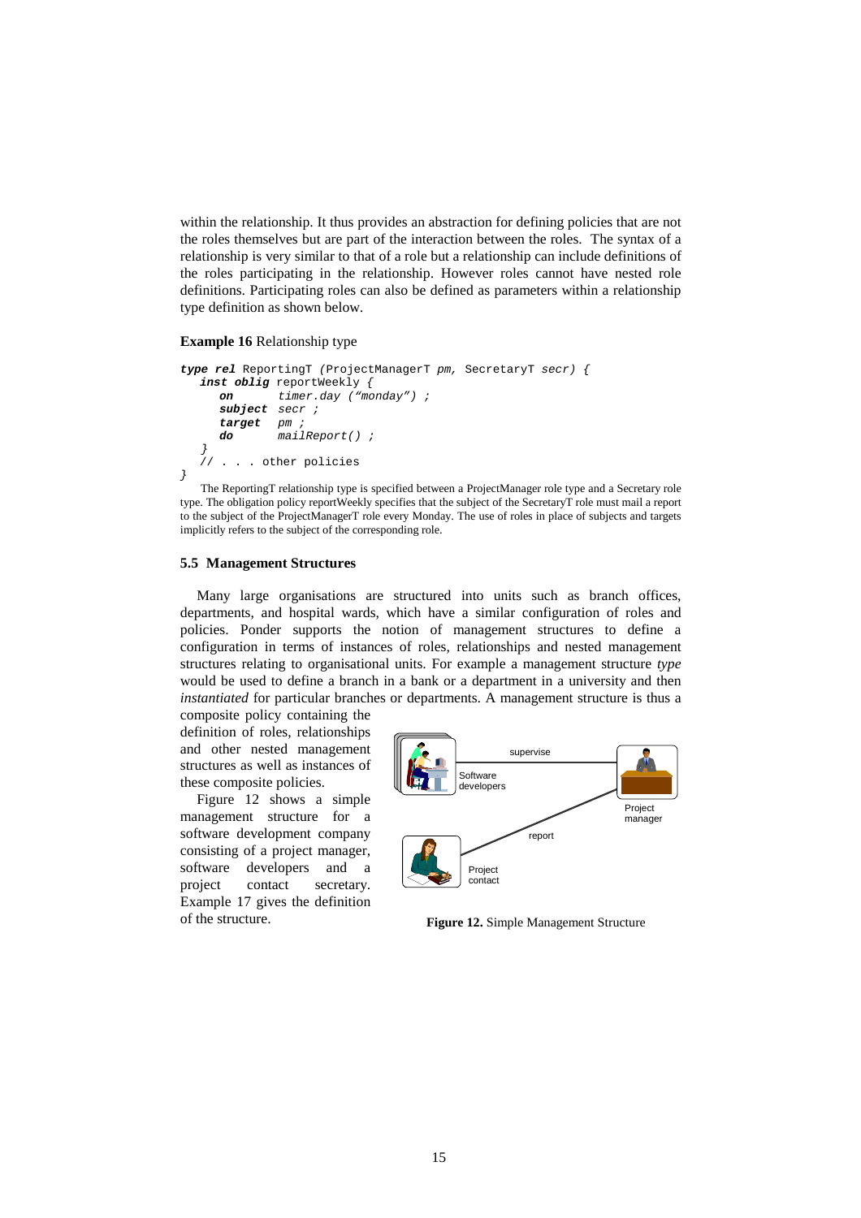within the relationship. It thus provides an abstraction for defining policies that are not the roles themselves but are part of the interaction between the roles. The syntax of a relationship is very similar to that of a role but a relationship can include definitions of the roles participating in the relationship. However roles cannot have nested role definitions. Participating roles can also be defined as parameters within a relationship type definition as shown below.

**Example 16** Relationship type

```
type rel ReportingT (ProjectManagerT pm, SecretaryT secr) {
   inst oblig reportWeekly {
      on      timer.day ("monday") ;
      subject secr ;
      target  pm ;
      do      mailReport() ;
   }
   // . . . other policies
}
```

The ReportingT relationship type is specified between a ProjectManager role type and a Secretary role type. The obligation policy reportWeekly specifies that the subject of the SecretaryT role must mail a report to the subject of the ProjectManagerT role every Monday. The use of roles in place of subjects and targets implicitly refers to the subject of the corresponding role.

### 5.5 Management Structures

Many large organisations are structured into units such as branch offices, departments, and hospital wards, which have a similar configuration of roles and policies. Ponder supports the notion of management structures to define a configuration in terms of instances of roles, relationships and nested management structures relating to organisational units. For example a management structure *type* would be used to define a branch in a bank or a department in a university and then *instantiated* for particular branches or departments. A management structure is thus a composite policy containing the definition of roles, relationships and other nested management structures as well as instances of these composite policies.

Figure 12 shows a simple management structure for a software development company consisting of a project manager, software developers and a project contact secretary. Example 17 gives the definition of the structure.

supervise

Software developers

Project manager

report

Project contact

**Figure 12.** Simple Management Structure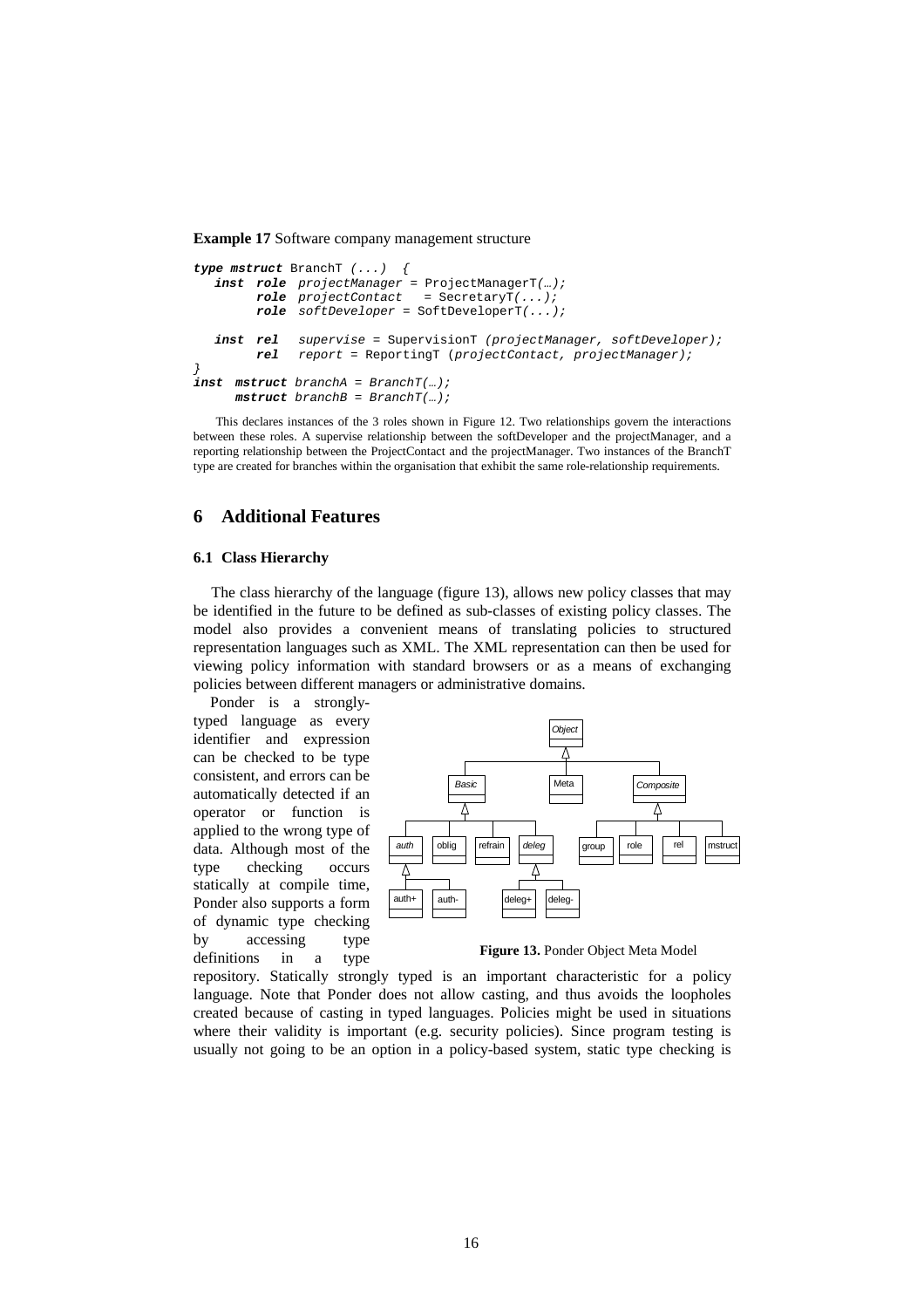**Example 17** Software company management structure

```
type mstruct BranchT (...)  {
   inst role  projectManager = ProjectManagerT(…);
        role  projectContact   = SecretaryT(...);
        role  softDeveloper = SoftDeveloperT(...);

   inst rel   supervise = SupervisionT (projectManager, softDeveloper);
        rel   report = ReportingT (projectContact, projectManager);
}
inst  mstruct branchA = BranchT(…);
      mstruct branchB = BranchT(…);
```

This declares instances of the 3 roles shown in Figure 12. Two relationships govern the interactions between these roles. A supervise relationship between the softDeveloper and the projectManager, and a reporting relationship between the ProjectContact and the projectManager. Two instances of the BranchT type are created for branches within the organisation that exhibit the same role-relationship requirements.

## 6 Additional Features

### 6.1 Class Hierarchy

The class hierarchy of the language (figure 13), allows new policy classes that may be identified in the future to be defined as sub-classes of existing policy classes. The model also provides a convenient means of translating policies to structured representation languages such as XML. The XML representation can then be used for viewing policy information with standard browsers or as a means of exchanging policies between different managers or administrative domains.

Ponder is a strongly-typed language as every identifier and expression can be checked to be type consistent, and errors can be automatically detected if an operator or function is applied to the wrong type of data. Although most of the type checking occurs statically at compile time, Ponder also supports a form of dynamic type checking by accessing type definitions in a type repository. Statically strongly typed is an important characteristic for a policy language. Note that Ponder does not allow casting, and thus avoids the loopholes created because of casting in typed languages. Policies might be used in situations where their validity is important (e.g. security policies). Since program testing is usually not going to be an option in a policy-based system, static type checking is

Object
Basic
Meta
Composite
auth
oblig
refrain
deleg
group
role
rel
mstruct
auth+
auth-
deleg+
deleg-

**Figure 13.** Ponder Object Meta Model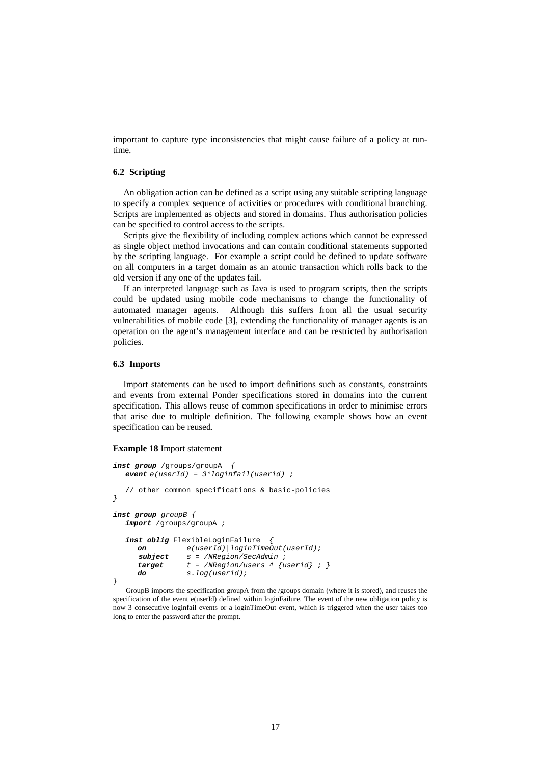important to capture type inconsistencies that might cause failure of a policy at run-time.

### 6.2 Scripting

An obligation action can be defined as a script using any suitable scripting language to specify a complex sequence of activities or procedures with conditional branching. Scripts are implemented as objects and stored in domains. Thus authorisation policies can be specified to control access to the scripts.

Scripts give the flexibility of including complex actions which cannot be expressed as single object method invocations and can contain conditional statements supported by the scripting language. For example a script could be defined to update software on all computers in a target domain as an atomic transaction which rolls back to the old version if any one of the updates fail.

If an interpreted language such as Java is used to program scripts, then the scripts could be updated using mobile code mechanisms to change the functionality of automated manager agents. Although this suffers from all the usual security vulnerabilities of mobile code [3], extending the functionality of manager agents is an operation on the agent's management interface and can be restricted by authorisation policies.

### 6.3 Imports

Import statements can be used to import definitions such as constants, constraints and events from external Ponder specifications stored in domains into the current specification. This allows reuse of common specifications in order to minimise errors that arise due to multiple definition. The following example shows how an event specification can be reused.

**Example 18** Import statement

```
inst group /groups/groupA  {
   event e(userId) = 3*loginfail(userid) ;

   // other common specifications & basic-policies
}

inst group groupB {
   import /groups/groupA ;

   inst oblig FlexibleLoginFailure  {
      on         e(userId)|loginTimeOut(userId);
      subject    s = /NRegion/SecAdmin ;
      target     t = /NRegion/users ^ {userid} ; }
      do         s.log(userid);
}
```

GroupB imports the specification groupA from the /groups domain (where it is stored), and reuses the specification of the event e(userId) defined within loginFailure. The event of the new obligation policy is now 3 consecutive loginfail events or a loginTimeOut event, which is triggered when the user takes too long to enter the password after the prompt.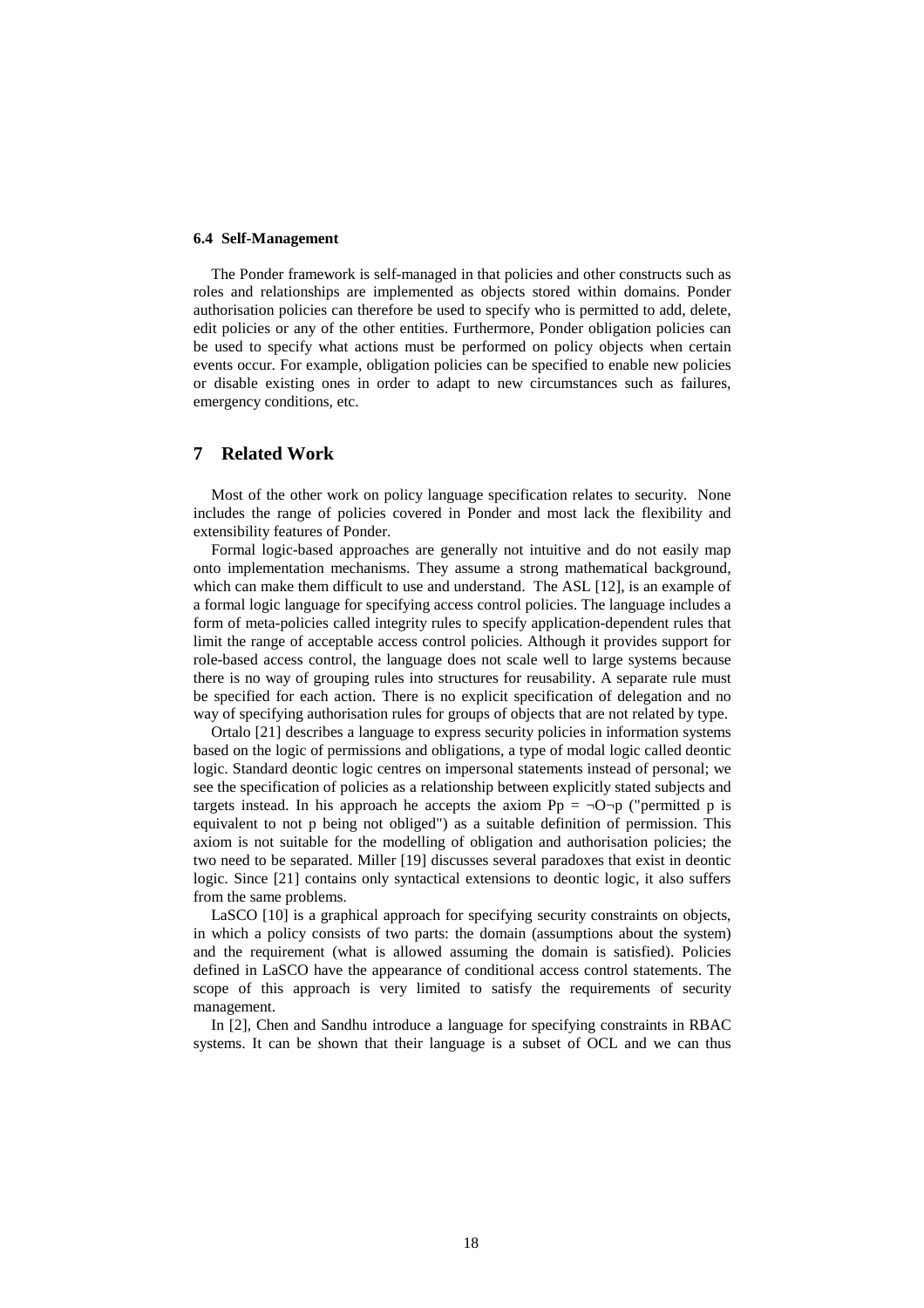### 6.4 Self-Management

The Ponder framework is self-managed in that policies and other constructs such as roles and relationships are implemented as objects stored within domains. Ponder authorisation policies can therefore be used to specify who is permitted to add, delete, edit policies or any of the other entities. Furthermore, Ponder obligation policies can be used to specify what actions must be performed on policy objects when certain events occur. For example, obligation policies can be specified to enable new policies or disable existing ones in order to adapt to new circumstances such as failures, emergency conditions, etc.

## 7 Related Work

Most of the other work on policy language specification relates to security. None includes the range of policies covered in Ponder and most lack the flexibility and extensibility features of Ponder.

Formal logic-based approaches are generally not intuitive and do not easily map onto implementation mechanisms. They assume a strong mathematical background, which can make them difficult to use and understand. The ASL [12], is an example of a formal logic language for specifying access control policies. The language includes a form of meta-policies called integrity rules to specify application-dependent rules that limit the range of acceptable access control policies. Although it provides support for role-based access control, the language does not scale well to large systems because there is no way of grouping rules into structures for reusability. A separate rule must be specified for each action. There is no explicit specification of delegation and no way of specifying authorisation rules for groups of objects that are not related by type.

Ortalo [21] describes a language to express security policies in information systems based on the logic of permissions and obligations, a type of modal logic called deontic logic. Standard deontic logic centres on impersonal statements instead of personal; we see the specification of policies as a relationship between explicitly stated subjects and targets instead. In his approach he accepts the axiom $Pp = \neg O \neg p$ ("permitted p is equivalent to not p being not obliged") as a suitable definition of permission. This axiom is not suitable for the modelling of obligation and authorisation policies; the two need to be separated. Miller [19] discusses several paradoxes that exist in deontic logic. Since [21] contains only syntactical extensions to deontic logic, it also suffers from the same problems.

LaSCO [10] is a graphical approach for specifying security constraints on objects, in which a policy consists of two parts: the domain (assumptions about the system) and the requirement (what is allowed assuming the domain is satisfied). Policies defined in LaSCO have the appearance of conditional access control statements. The scope of this approach is very limited to satisfy the requirements of security management.

In [2], Chen and Sandhu introduce a language for specifying constraints in RBAC systems. It can be shown that their language is a subset of OCL and we can thus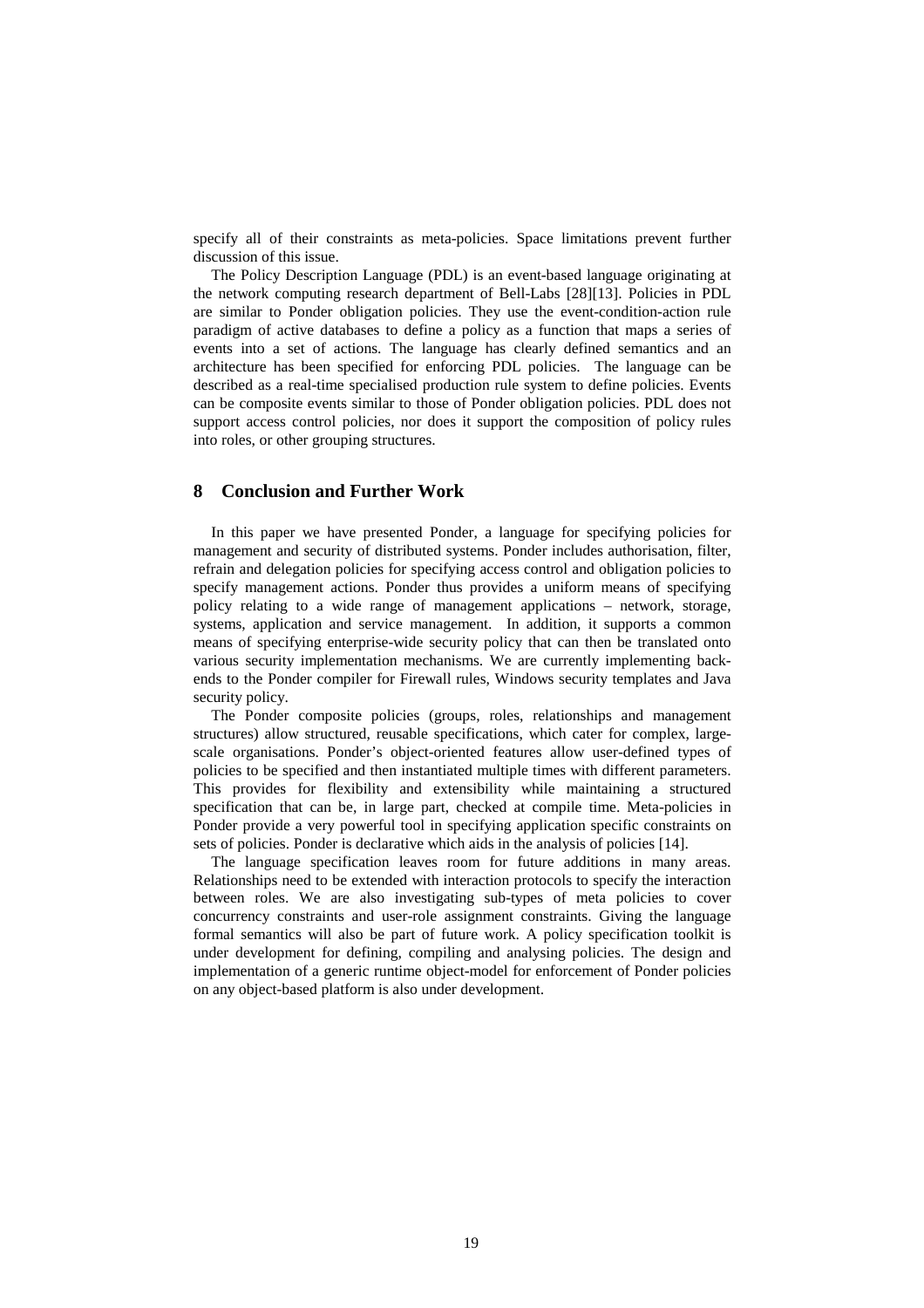specify all of their constraints as meta-policies. Space limitations prevent further discussion of this issue.

The Policy Description Language (PDL) is an event-based language originating at the network computing research department of Bell-Labs [28][13]. Policies in PDL are similar to Ponder obligation policies. They use the event-condition-action rule paradigm of active databases to define a policy as a function that maps a series of events into a set of actions. The language has clearly defined semantics and an architecture has been specified for enforcing PDL policies. The language can be described as a real-time specialised production rule system to define policies. Events can be composite events similar to those of Ponder obligation policies. PDL does not support access control policies, nor does it support the composition of policy rules into roles, or other grouping structures.

## 8 Conclusion and Further Work

In this paper we have presented Ponder, a language for specifying policies for management and security of distributed systems. Ponder includes authorisation, filter, refrain and delegation policies for specifying access control and obligation policies to specify management actions. Ponder thus provides a uniform means of specifying policy relating to a wide range of management applications – network, storage, systems, application and service management. In addition, it supports a common means of specifying enterprise-wide security policy that can then be translated onto various security implementation mechanisms. We are currently implementing back-ends to the Ponder compiler for Firewall rules, Windows security templates and Java security policy.

The Ponder composite policies (groups, roles, relationships and management structures) allow structured, reusable specifications, which cater for complex, large-scale organisations. Ponder's object-oriented features allow user-defined types of policies to be specified and then instantiated multiple times with different parameters. This provides for flexibility and extensibility while maintaining a structured specification that can be, in large part, checked at compile time. Meta-policies in Ponder provide a very powerful tool in specifying application specific constraints on sets of policies. Ponder is declarative which aids in the analysis of policies [14].

The language specification leaves room for future additions in many areas. Relationships need to be extended with interaction protocols to specify the interaction between roles. We are also investigating sub-types of meta policies to cover concurrency constraints and user-role assignment constraints. Giving the language formal semantics will also be part of future work. A policy specification toolkit is under development for defining, compiling and analysing policies. The design and implementation of a generic runtime object-model for enforcement of Ponder policies on any object-based platform is also under development.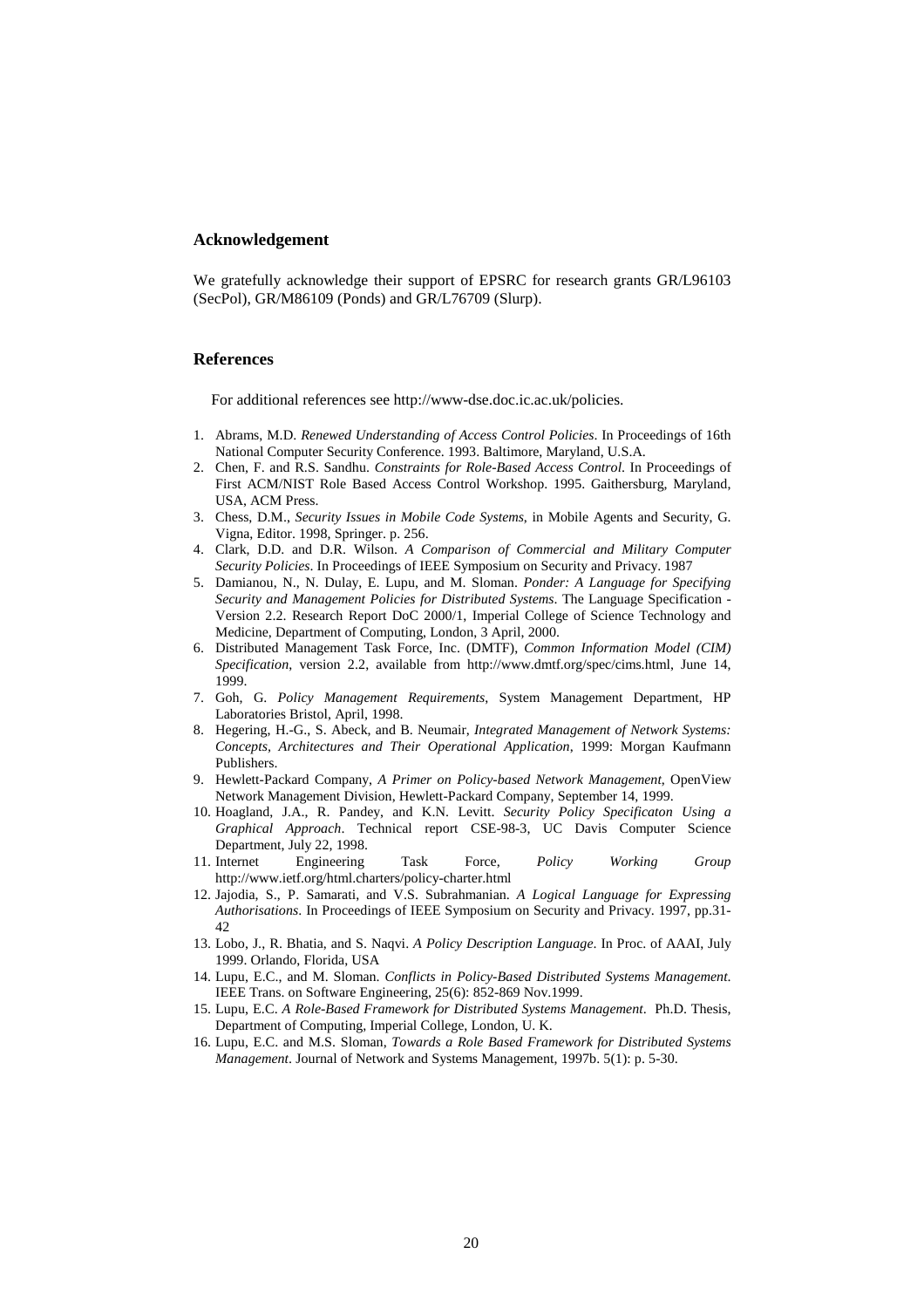## Acknowledgement

We gratefully acknowledge their support of EPSRC for research grants GR/L96103 (SecPol), GR/M86109 (Ponds) and GR/L76709 (Slurp).

## References

For additional references see http://www-dse.doc.ic.ac.uk/policies.

1. Abrams, M.D. *Renewed Understanding of Access Control Policies*. In Proceedings of 16th National Computer Security Conference. 1993. Baltimore, Maryland, U.S.A.
2. Chen, F. and R.S. Sandhu. *Constraints for Role-Based Access Control*. In Proceedings of First ACM/NIST Role Based Access Control Workshop. 1995. Gaithersburg, Maryland, USA, ACM Press.
3. Chess, D.M., *Security Issues in Mobile Code Systems*, in Mobile Agents and Security, G. Vigna, Editor. 1998, Springer. p. 256.
4. Clark, D.D. and D.R. Wilson. *A Comparison of Commercial and Military Computer Security Policies*. In Proceedings of IEEE Symposium on Security and Privacy. 1987
5. Damianou, N., N. Dulay, E. Lupu, and M. Sloman. *Ponder: A Language for Specifying Security and Management Policies for Distributed Systems*. The Language Specification - Version 2.2. Research Report DoC 2000/1, Imperial College of Science Technology and Medicine, Department of Computing, London, 3 April, 2000.
6. Distributed Management Task Force, Inc. (DMTF), *Common Information Model (CIM) Specification*, version 2.2, available from http://www.dmtf.org/spec/cims.html, June 14, 1999.
7. Goh, G. *Policy Management Requirements*, System Management Department, HP Laboratories Bristol, April, 1998.
8. Hegering, H.-G., S. Abeck, and B. Neumair, *Integrated Management of Network Systems: Concepts, Architectures and Their Operational Application*, 1999: Morgan Kaufmann Publishers.
9. Hewlett-Packard Company, *A Primer on Policy-based Network Management*, OpenView Network Management Division, Hewlett-Packard Company, September 14, 1999.
10. Hoagland, J.A., R. Pandey, and K.N. Levitt. *Security Policy Specificaton Using a Graphical Approach*. Technical report CSE-98-3, UC Davis Computer Science Department, July 22, 1998.
11. Internet Engineering Task Force, *Policy Working Group* http://www.ietf.org/html.charters/policy-charter.html
12. Jajodia, S., P. Samarati, and V.S. Subrahmanian. *A Logical Language for Expressing Authorisations*. In Proceedings of IEEE Symposium on Security and Privacy. 1997, pp.31-42
13. Lobo, J., R. Bhatia, and S. Naqvi. *A Policy Description Language*. In Proc. of AAAI, July 1999. Orlando, Florida, USA
14. Lupu, E.C., and M. Sloman. *Conflicts in Policy-Based Distributed Systems Management*. IEEE Trans. on Software Engineering, 25(6): 852-869 Nov.1999.
15. Lupu, E.C. *A Role-Based Framework for Distributed Systems Management*. Ph.D. Thesis, Department of Computing, Imperial College, London, U. K.
16. Lupu, E.C. and M.S. Sloman, *Towards a Role Based Framework for Distributed Systems Management*. Journal of Network and Systems Management, 1997b. 5(1): p. 5-30.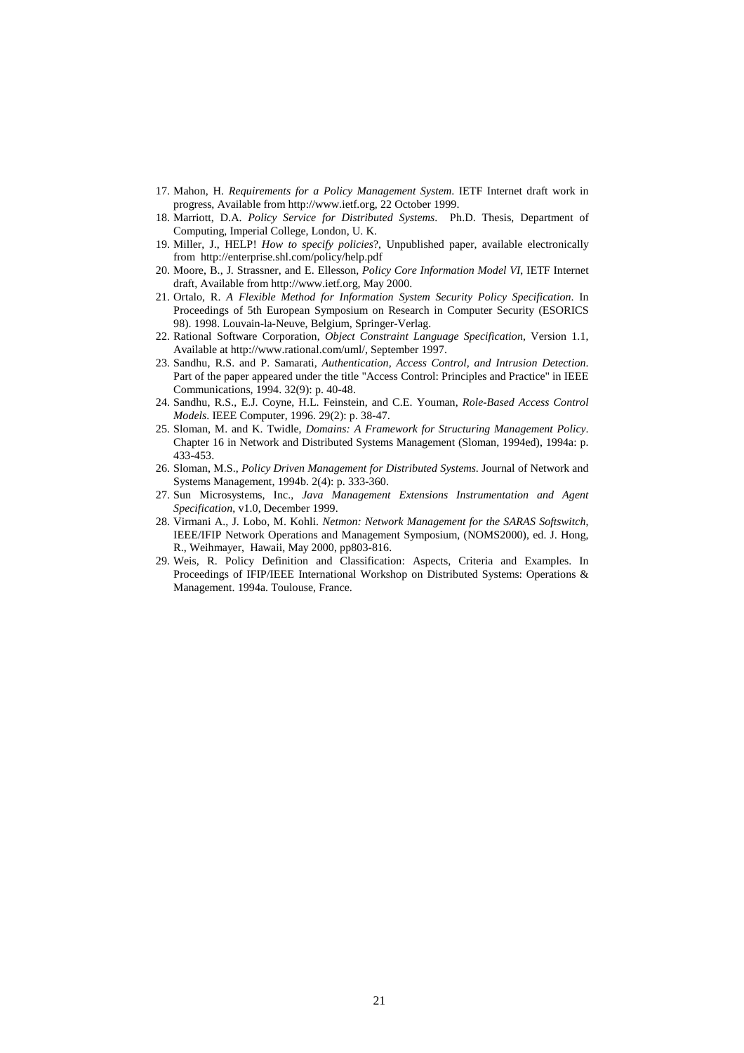17. Mahon, H. *Requirements for a Policy Management System*. IETF Internet draft work in progress, Available from http://www.ietf.org, 22 October 1999.
18. Marriott, D.A. *Policy Service for Distributed Systems*. Ph.D. Thesis, Department of Computing, Imperial College, London, U. K.
19. Miller, J., HELP! *How to specify policies*?, Unpublished paper, available electronically from http://enterprise.shl.com/policy/help.pdf
20. Moore, B., J. Strassner, and E. Ellesson, *Policy Core Information Model VI*, IETF Internet draft, Available from http://www.ietf.org, May 2000.
21. Ortalo, R. *A Flexible Method for Information System Security Policy Specification*. In Proceedings of 5th European Symposium on Research in Computer Security (ESORICS 98). 1998. Louvain-la-Neuve, Belgium, Springer-Verlag.
22. Rational Software Corporation, *Object Constraint Language Specification*, Version 1.1, Available at http://www.rational.com/uml/, September 1997.
23. Sandhu, R.S. and P. Samarati, *Authentication, Access Control, and Intrusion Detection*. Part of the paper appeared under the title "Access Control: Principles and Practice" in IEEE Communications, 1994. 32(9): p. 40-48.
24. Sandhu, R.S., E.J. Coyne, H.L. Feinstein, and C.E. Youman, *Role-Based Access Control Models*. IEEE Computer, 1996. 29(2): p. 38-47.
25. Sloman, M. and K. Twidle, *Domains: A Framework for Structuring Management Policy*. Chapter 16 in Network and Distributed Systems Management (Sloman, 1994ed), 1994a: p. 433-453.
26. Sloman, M.S., *Policy Driven Management for Distributed Systems*. Journal of Network and Systems Management, 1994b. 2(4): p. 333-360.
27. Sun Microsystems, Inc., *Java Management Extensions Instrumentation and Agent Specification*, v1.0, December 1999.
28. Virmani A., J. Lobo, M. Kohli. *Netmon: Network Management for the SARAS Softswitch*, IEEE/IFIP Network Operations and Management Symposium, (NOMS2000), ed. J. Hong, R., Weihmayer, Hawaii, May 2000, pp803-816.
29. Weis, R. Policy Definition and Classification: Aspects, Criteria and Examples. In Proceedings of IFIP/IEEE International Workshop on Distributed Systems: Operations & Management. 1994a. Toulouse, France.